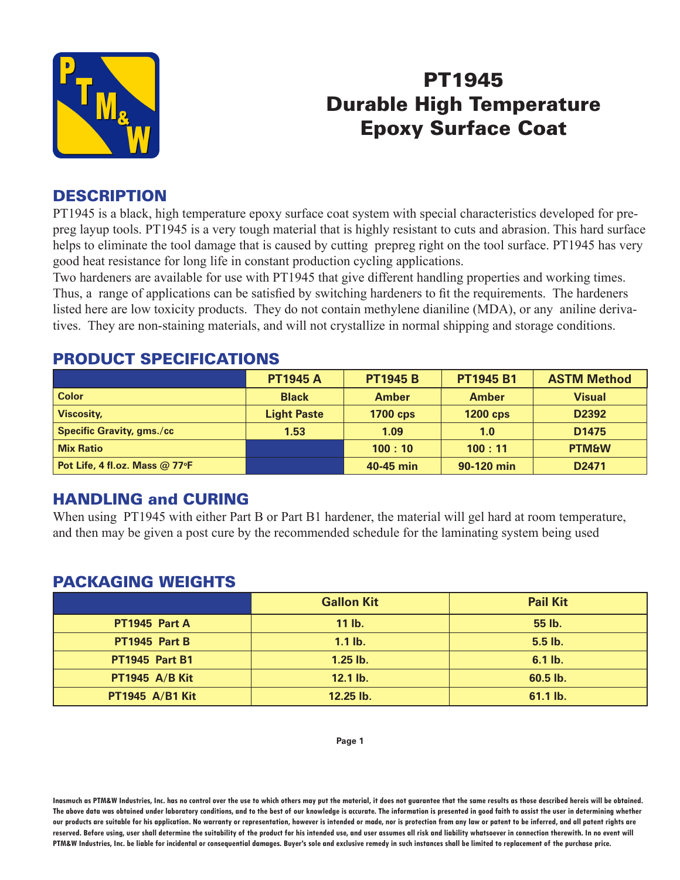# PT1945
# Durable High Temperature Epoxy Surface Coat

## DESCRIPTION

PT1945 is a black, high temperature epoxy surface coat system with special characteristics developed for prepreg layup tools. PT1945 is a very tough material that is highly resistant to cuts and abrasion. This hard surface helps to eliminate the tool damage that is caused by cutting prepreg right on the tool surface. PT1945 has very good heat resistance for long life in constant production cycling applications.

Two hardeners are available for use with PT1945 that give different handling properties and working times. Thus, a range of applications can be satisfied by switching hardeners to fit the requirements. The hardeners listed here are low toxicity products. They do not contain methylene dianiline (MDA), or any aniline derivatives. They are non-staining materials, and will not crystallize in normal shipping and storage conditions.

## PRODUCT SPECIFICATIONS

| | PT1945 A | PT1945 B | PT1945 B1 | ASTM Method |
|---|---|---|---|---|
| Color | Black | Amber | Amber | Visual |
| Viscosity, | Light Paste | 1700 cps | 1200 cps | D2392 |
| Specific Gravity, gms./cc | 1.53 | 1.09 | 1.0 | D1475 |
| Mix Ratio | | 100 : 10 | 100 : 11 | PTM&W |
| Pot Life, 4 fl.oz. Mass @ 77°F | | 40-45 min | 90-120 min | D2471 |

## HANDLING and CURING

When using PT1945 with either Part B or Part B1 hardener, the material will gel hard at room temperature, and then may be given a post cure by the recommended schedule for the laminating system being used

## PACKAGING WEIGHTS

| | Gallon Kit | Pail Kit |
|---|---|---|
| PT1945 Part A | 11 lb. | 55 lb. |
| PT1945 Part B | 1.1 lb. | 5.5 lb. |
| PT1945 Part B1 | 1.25 lb. | 6.1 lb. |
| PT1945 A/B Kit | 12.1 lb. | 60.5 lb. |
| PT1945 A/B1 Kit | 12.25 lb. | 61.1 lb. |

Inasmuch as PTM&W Industries, Inc. has no control over the use to which others may put the material, it does not guarantee that the same results as those described hereis will be obtained. The above data was obtained under laboratory conditions, and to the best of our knowledge is accurate. The information is presented in good faith to assist the user in determining whether our products are suitable for his application. No warranty or representation, however is intended or made, nor is protection from any law or patent to be inferred, and all patent rights are reserved. Before using, user shall determine the suitability of the product for his intended use, and user assumes all risk and liability whatsoever in connection therewith. In no event will PTM&W Industries, Inc. be liable for incidental or consequential damages. Buyer's sole and exclusive remedy in such instances shall be limited to replacement of the purchase price.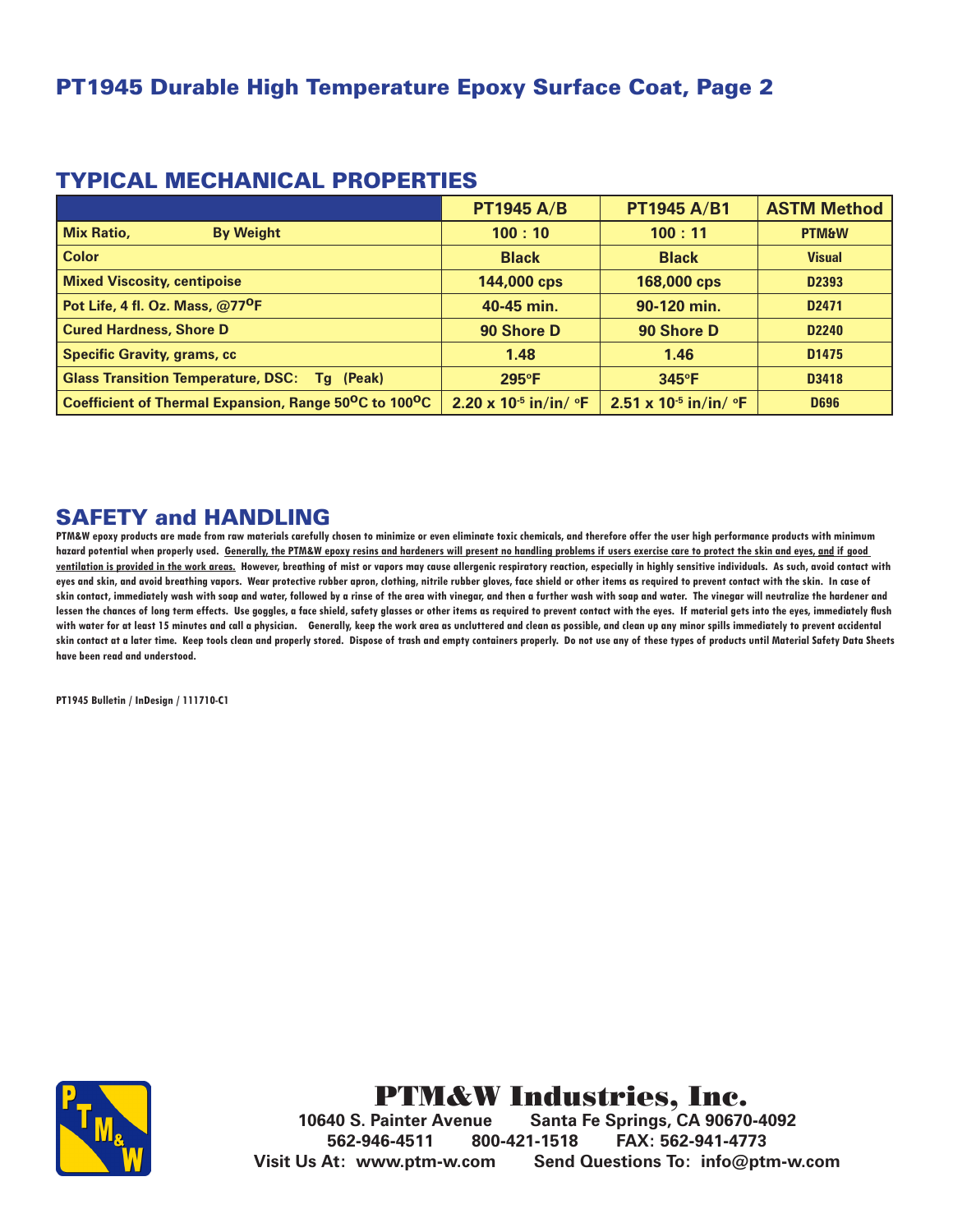# PT1945 Durable High Temperature Epoxy Surface Coat, Page 2

## TYPICAL MECHANICAL PROPERTIES

| | PT1945 A/B | PT1945 A/B1 | ASTM Method |
|---|---|---|---|
| Mix Ratio, By Weight | 100 : 10 | 100 : 11 | PTM&W |
| Color | Black | Black | Visual |
| Mixed Viscosity, centipoise | 144,000 cps | 168,000 cps | D2393 |
| Pot Life, 4 fl. Oz. Mass, @77°F | 40-45 min. | 90-120 min. | D2471 |
| Cured Hardness, Shore D | 90 Shore D | 90 Shore D | D2240 |
| Specific Gravity, grams, cc | 1.48 | 1.46 | D1475 |
| Glass Transition Temperature, DSC: Tg (Peak) | 295°F | 345°F | D3418 |
| Coefficient of Thermal Expansion, Range 50°C to 100°C | $2.20 \times 10^{-5}$ in/in/ °F | $2.51 \times 10^{-5}$ in/in/ °F | D696 |

## SAFETY and HANDLING

PTM&W epoxy products are made from raw materials carefully chosen to minimize or even eliminate toxic chemicals, and therefore offer the user high performance products with minimum hazard potential when properly used. Generally, the PTM&W epoxy resins and hardeners will present no handling problems if users exercise care to protect the skin and eyes, and if good ventilation is provided in the work areas. However, breathing of mist or vapors may cause allergenic respiratory reaction, especially in highly sensitive individuals. As such, avoid contact with eyes and skin, and avoid breathing vapors. Wear protective rubber apron, clothing, nitrile rubber gloves, face shield or other items as required to prevent contact with the skin. In case of skin contact, immediately wash with soap and water, followed by a rinse of the area with vinegar, and then a further wash with soap and water. The vinegar will neutralize the hardener and lessen the chances of long term effects. Use goggles, a face shield, safety glasses or other items as required to prevent contact with the eyes. If material gets into the eyes, immediately flush with water for at least 15 minutes and call a physician. Generally, keep the work area as uncluttered and clean as possible, and clean up any minor spills immediately to prevent accidental skin contact at a later time. Keep tools clean and properly stored. Dispose of trash and empty containers properly. Do not use any of these types of products until Material Safety Data Sheets have been read and understood.

PT1945 Bulletin / InDesign / 111710-C1

**PTM&W Industries, Inc.**
10640 S. Painter Avenue Santa Fe Springs, CA 90670-4092
562-946-4511 800-421-1518 FAX: 562-941-4773
Visit Us At: www.ptm-w.com Send Questions To: info@ptm-w.com